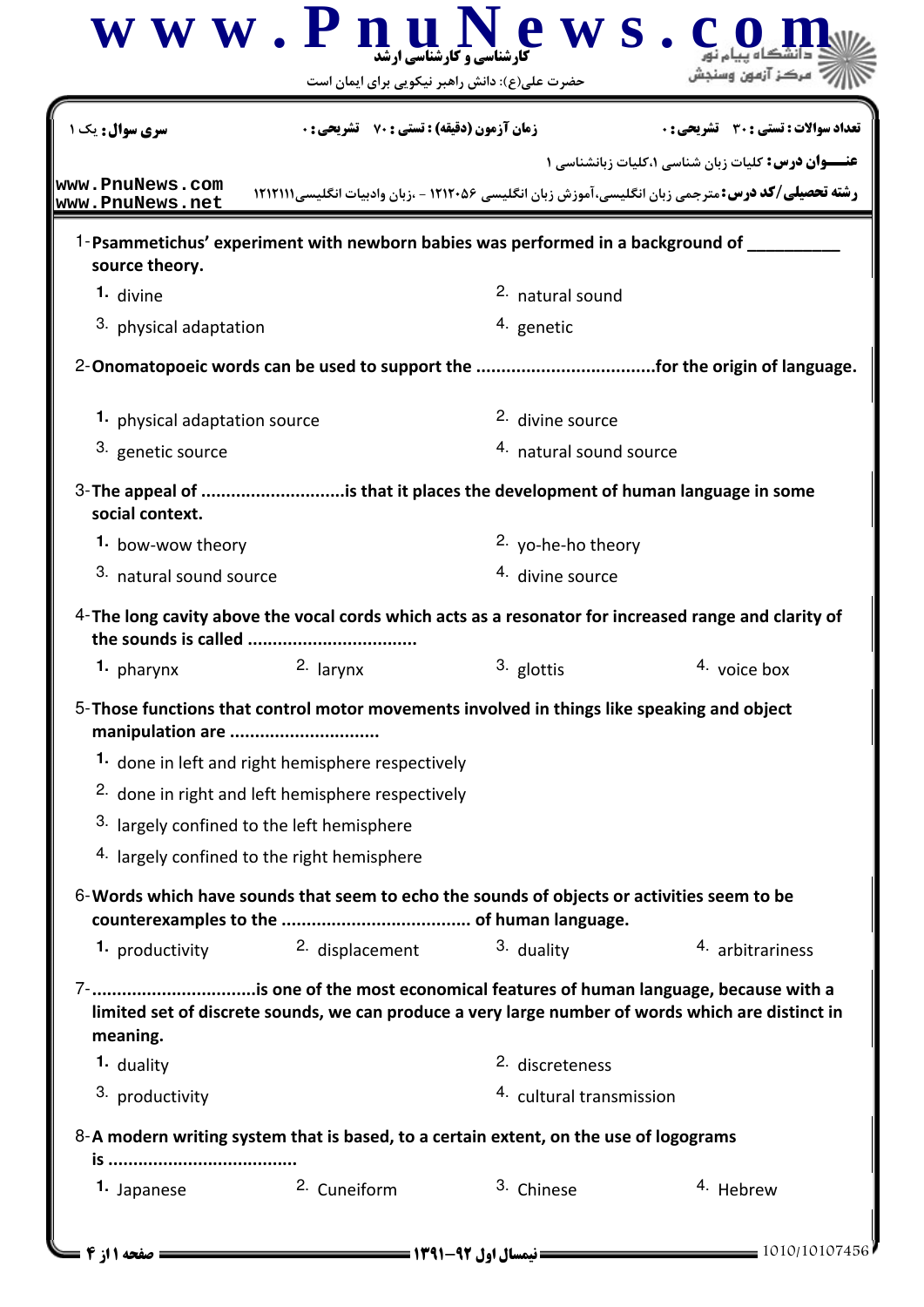**سری سوال:** یک ۱

**زمان آزمون (دقیقه) : تستی : ۷۰ تشریحی : ۰**

**تعداد سوالات : تستی : ۳۰ تشریحی : ۰**

**عنـــوان درس:** کلیات زبان شناسی ۱،کلیات زبانشناسی ۱

**رشته تحصیلی/کد درس:** مترجمی زبان انگلیسی،آموزش زبان انگلیسی ۱۲۱۲۰۵۶ - ،زبان وادبیات انگلیسی۱۲۱۲۱۱۱

1-**Psammetichus' experiment with newborn babies was performed in a background of __________ source theory.**

1. divine
2. natural sound
3. physical adaptation
4. genetic

2-**Onomatopoeic words can be used to support the ...................................for the origin of language.**

1. physical adaptation source
2. divine source
3. genetic source
4. natural sound source

3-**The appeal of ............................is that it places the development of human language in some social context.**

1. bow-wow theory
2. yo-he-ho theory
3. natural sound source
4. divine source

4-**The long cavity above the vocal cords which acts as a resonator for increased range and clarity of the sounds is called .................................**

1. pharynx
2. larynx
3. glottis
4. voice box

5-**Those functions that control motor movements involved in things like speaking and object manipulation are .............................**

1. done in left and right hemisphere respectively
2. done in right and left hemisphere respectively
3. largely confined to the left hemisphere
4. largely confined to the right hemisphere

6-**Words which have sounds that seem to echo the sounds of objects or activities seem to be counterexamples to the ..................................... of human language.**

1. productivity
2. displacement
3. duality
4. arbitrariness

7-**................................is one of the most economical features of human language, because with a limited set of discrete sounds, we can produce a very large number of words which are distinct in meaning.**

1. duality
2. discreteness
3. productivity
4. cultural transmission

8-**A modern writing system that is based, to a certain extent, on the use of logograms is .....................................**

1. Japanese
2. Cuneiform
3. Chinese
4. Hebrew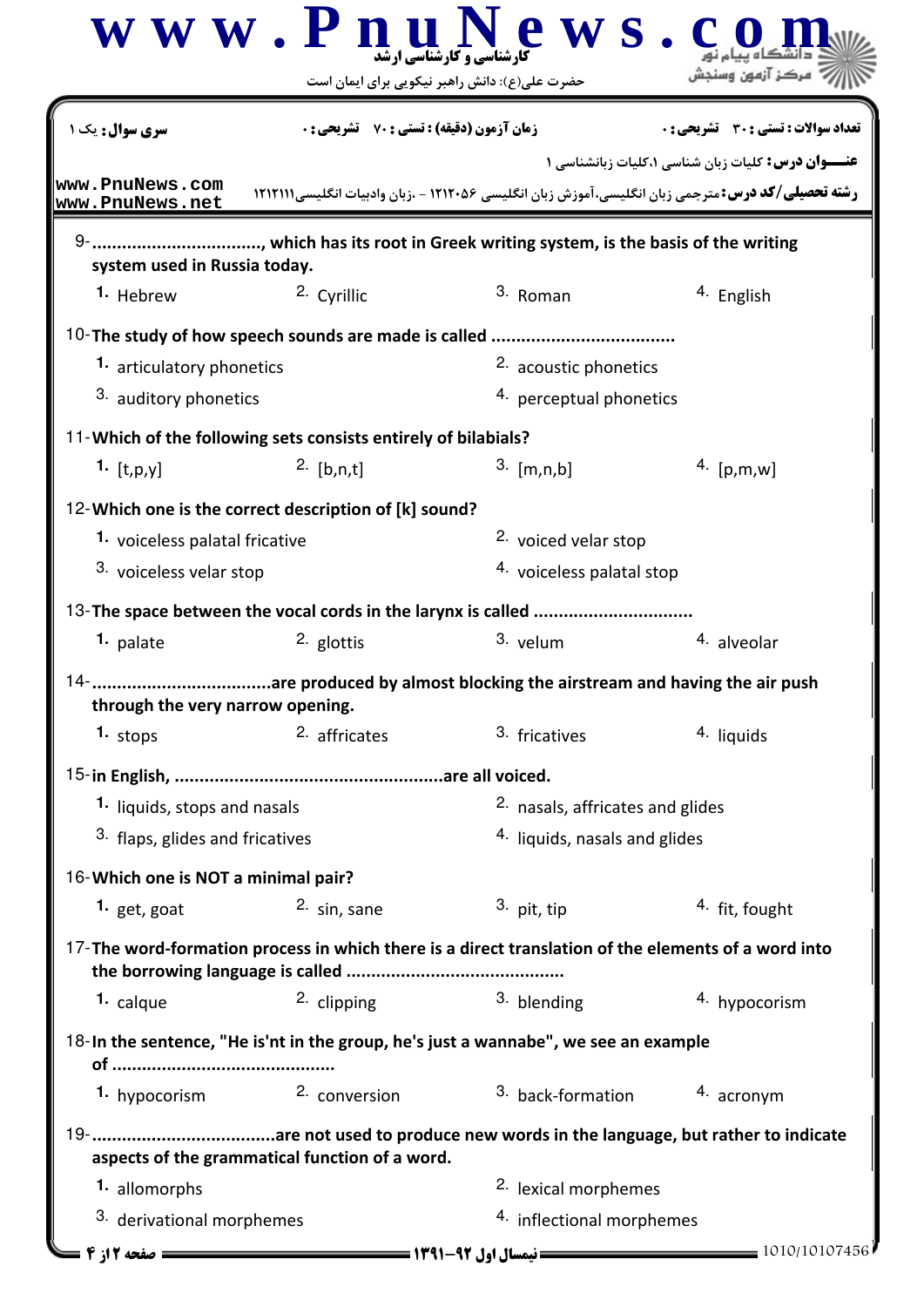| سری سوال: یک ۱ | زمان آزمون (دقیقه) : تستی : ۷۰ تشریحی : ۰ | تعداد سوالات : تستی : ۳۰ تشریحی : ۰ |
|---|---|---|

**عنـــوان درس:** کلیات زبان شناسی ۱،کلیات زبانشناسی ۱

**رشته تحصیلی/کد درس:** مترجمی زبان انگلیسی،آموزش زبان انگلیسی ۱۲۱۲۰۵۶ - ،زبان وادبیات انگلیسی۱۲۱۲۱۱۱

9-................................, which has its root in Greek writing system, is the basis of the writing system used in Russia today.

1. Hebrew
2. Cyrillic
3. Roman
4. English

10-The study of how speech sounds are made is called ....................................

1. articulatory phonetics
2. acoustic phonetics
3. auditory phonetics
4. perceptual phonetics

11-Which of the following sets consists entirely of bilabials?

1. [t,p,y]
2. [b,n,t]
3. [m,n,b]
4. [p,m,w]

12-Which one is the correct description of [k] sound?

1. voiceless palatal fricative
2. voiced velar stop
3. voiceless velar stop
4. voiceless palatal stop

13-The space between the vocal cords in the larynx is called ...............................

1. palate
2. glottis
3. velum
4. alveolar

14-..................................are produced by almost blocking the airstream and having the air push through the very narrow opening.

1. stops
2. affricates
3. fricatives
4. liquids

15-in English, .....................................................are all voiced.

1. liquids, stops and nasals
2. nasals, affricates and glides
3. flaps, glides and fricatives
4. liquids, nasals and glides

16-Which one is NOT a minimal pair?

1. get, goat
2. sin, sane
3. pit, tip
4. fit, fought

17-The word-formation process in which there is a direct translation of the elements of a word into the borrowing language is called ...........................................

1. calque
2. clipping
3. blending
4. hypocorism

18-In the sentence, "He is'nt in the group, he's just a wannabe", we see an example of ............................................

1. hypocorism
2. conversion
3. back-formation
4. acronym

19-...................................are not used to produce new words in the language, but rather to indicate aspects of the grammatical function of a word.

1. allomorphs
2. lexical morphemes
3. derivational morphemes
4. inflectional morphemes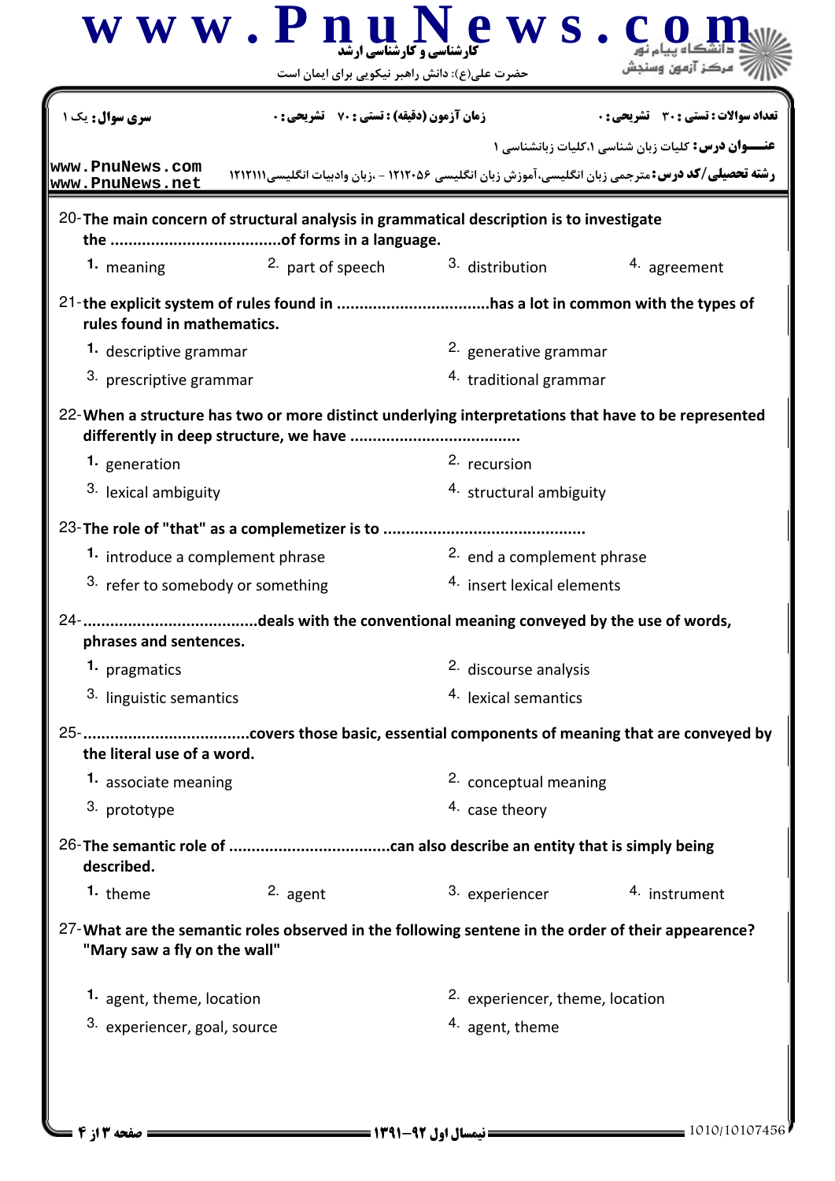20- **The main concern of structural analysis in grammatical description is to investigate the .....................................of forms in a language.**

1. meaning
2. part of speech
3. distribution
4. agreement

21- **the explicit system of rules found in .................................has a lot in common with the types of rules found in mathematics.**

1. descriptive grammar
2. generative grammar
3. prescriptive grammar
4. traditional grammar

22- **When a structure has two or more distinct underlying interpretations that have to be represented differently in deep structure, we have .....................................**

1. generation
2. recursion
3. lexical ambiguity
4. structural ambiguity

23- **The role of "that" as a complemetizer is to ............................................**

1. introduce a complement phrase
2. end a complement phrase
3. refer to somebody or something
4. insert lexical elements

24- **......................................deals with the conventional meaning conveyed by the use of words, phrases and sentences.**

1. pragmatics
2. discourse analysis
3. linguistic semantics
4. lexical semantics

25- **....................................covers those basic, essential components of meaning that are conveyed by the literal use of a word.**

1. associate meaning
2. conceptual meaning
3. prototype
4. case theory

26- **The semantic role of ...................................can also describe an entity that is simply being described.**

1. theme
2. agent
3. experiencer
4. instrument

27- **What are the semantic roles observed in the following sentene in the order of their appearence? "Mary saw a fly on the wall"**

1. agent, theme, location
2. experiencer, theme, location
3. experiencer, goal, source
4. agent, theme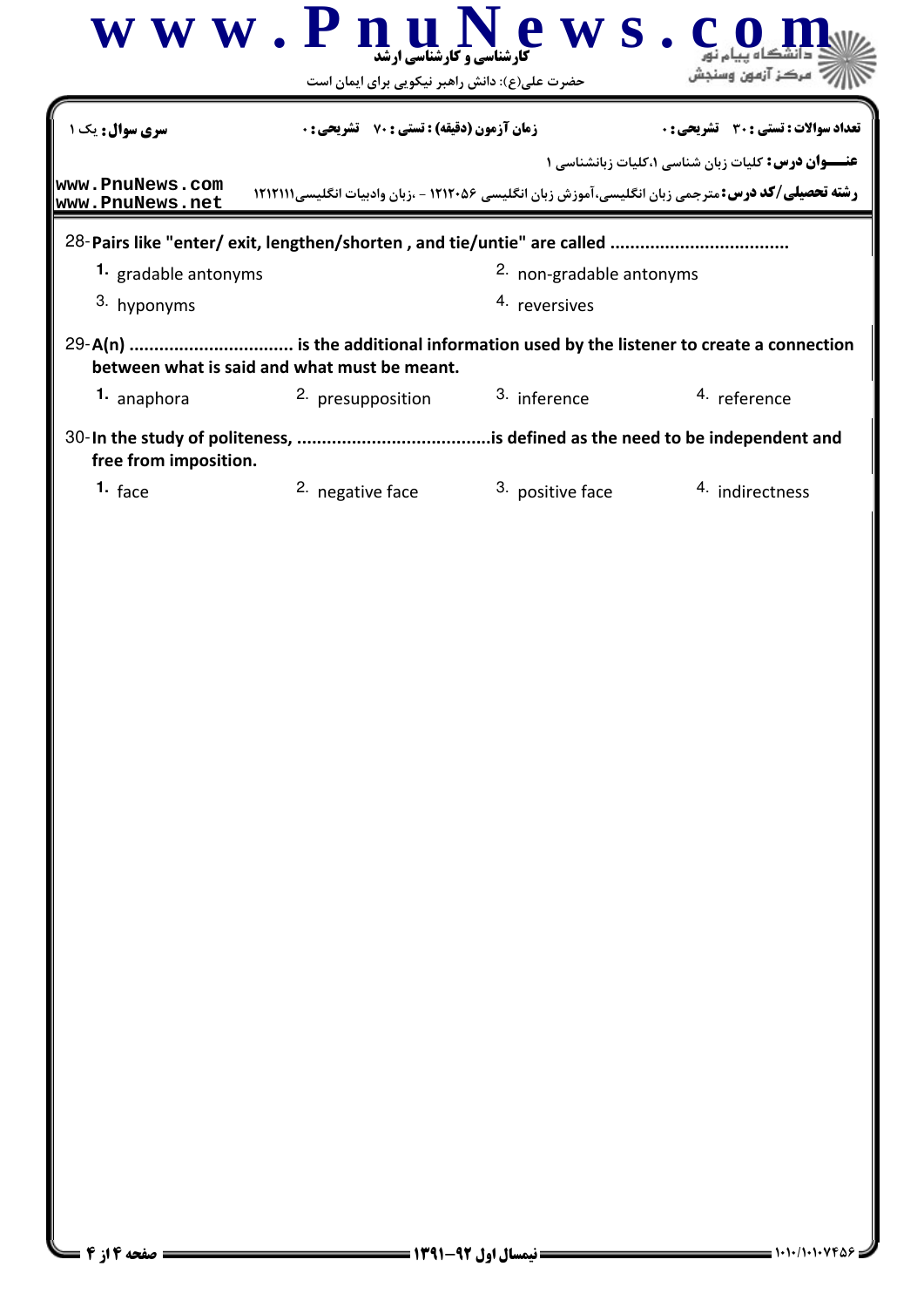| سری سوال: یک ۱ | زمان آزمون (دقیقه) : تستی : ۷۰ تشریحی : ۰ | تعداد سوالات : تستی : ۳۰ تشریحی : ۰ |
|---|---|---|

**عنـــوان درس:** کلیات زبان شناسی ۱،کلیات زبانشناسی ۱

**رشته تحصیلی/کد درس:** مترجمی زبان انگلیسی،آموزش زبان انگلیسی ۱۲۱۲۰۵۶ - ،زبان وادبیات انگلیسی۱۲۱۲۱۱۱

28- **Pairs like "enter/ exit, lengthen/shorten , and tie/untie" are called ..................................**

1. gradable antonyms
2. non-gradable antonyms
3. hyponyms
4. reversives

29- **A(n) ................................ is the additional information used by the listener to create a connection between what is said and what must be meant.**

1. anaphora
2. presupposition
3. inference
4. reference

30- **In the study of politeness, .......................................is defined as the need to be independent and free from imposition.**

1. face
2. negative face
3. positive face
4. indirectness